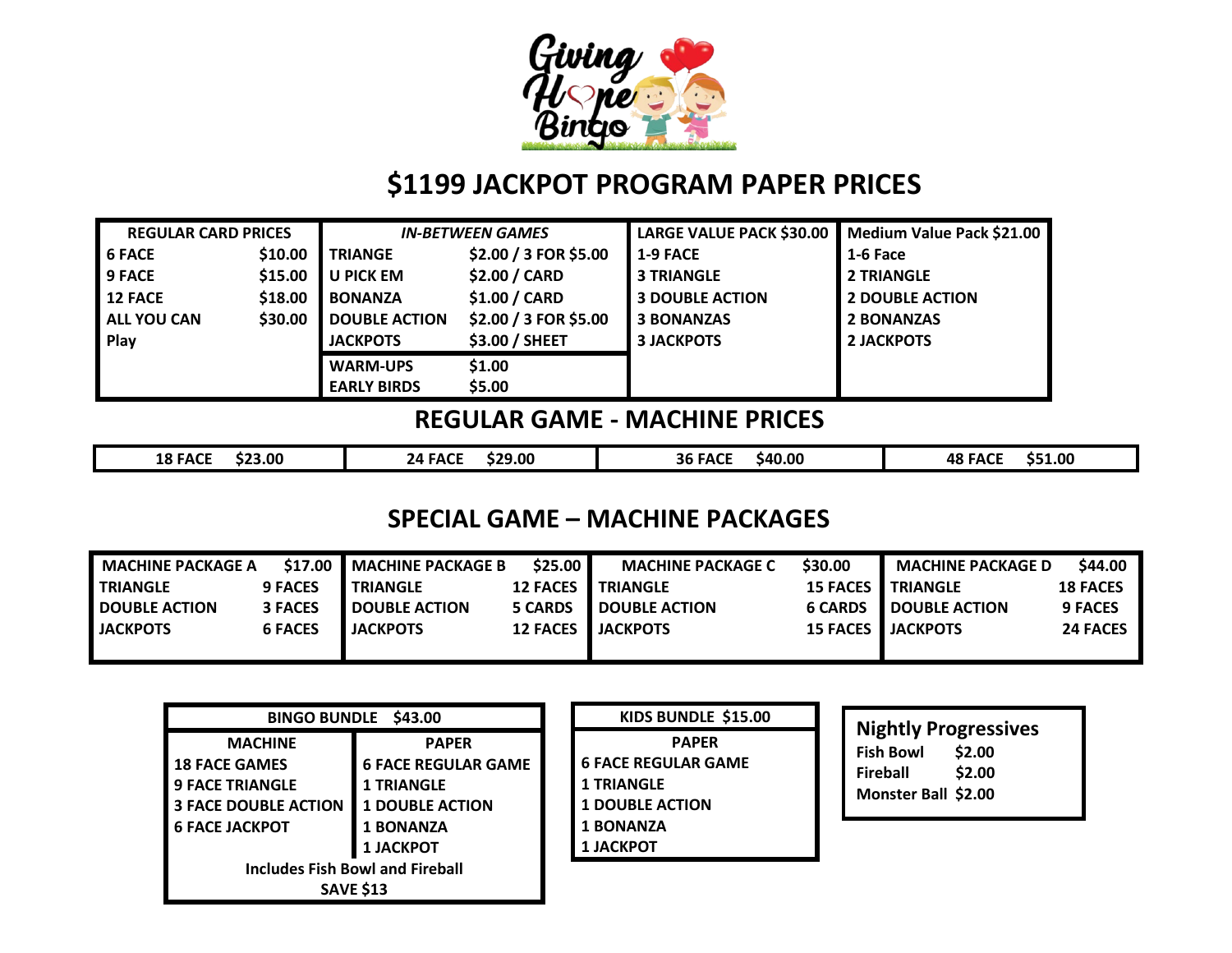Giving Hope Bingo

# $1199 JACKPOT PROGRAM PAPER PRICES

| REGULAR CARD PRICES | |
|---|---|
| 6 FACE | $10.00 |
| 9 FACE | $15.00 |
| 12 FACE | $18.00 |
| ALL YOU CAN Play | $30.00 |

| *IN-BETWEEN GAMES* | |
|---|---|
| TRIANGE | $2.00 / 3 FOR $5.00 |
| U PICK EM | $2.00 / CARD |
| BONANZA | $1.00 / CARD |
| DOUBLE ACTION | $2.00 / 3 FOR $5.00 |
| JACKPOTS | $3.00 / SHEET |
| WARM-UPS | $1.00 |
| EARLY BIRDS | $5.00 |

| LARGE VALUE PACK $30.00 |
|---|
| 1-9 FACE |
| 3 TRIANGLE |
| 3 DOUBLE ACTION |
| 3 BONANZAS |
| 3 JACKPOTS |

| Medium Value Pack $21.00 |
|---|
| 1-6 Face |
| 2 TRIANGLE |
| 2 DOUBLE ACTION |
| 2 BONANZAS |
| 2 JACKPOTS |

## REGULAR GAME - MACHINE PRICES

| 18 FACE $23.00 | 24 FACE $29.00 | 36 FACE $40.00 | 48 FACE $51.00 |
|---|---|---|---|

## SPECIAL GAME – MACHINE PACKAGES

| MACHINE PACKAGE A | $17.00 |
|---|---|
| TRIANGLE | 9 FACES |
| DOUBLE ACTION | 3 FACES |
| JACKPOTS | 6 FACES |

| MACHINE PACKAGE B | $25.00 |
|---|---|
| TRIANGLE | 12 FACES |
| DOUBLE ACTION | 5 CARDS |
| JACKPOTS | 12 FACES |

| MACHINE PACKAGE C | $30.00 |
|---|---|
| TRIANGLE | 15 FACES |
| DOUBLE ACTION | 6 CARDS |
| JACKPOTS | 15 FACES |

| MACHINE PACKAGE D | $44.00 |
|---|---|
| TRIANGLE | 18 FACES |
| DOUBLE ACTION | 9 FACES |
| JACKPOTS | 24 FACES |

| BINGO BUNDLE $43.00 | |
|---|---|
| MACHINE | PAPER |
| 18 FACE GAMES | 6 FACE REGULAR GAME |
| 9 FACE TRIANGLE | 1 TRIANGLE |
| 3 FACE DOUBLE ACTION | 1 DOUBLE ACTION |
| 6 FACE JACKPOT | 1 BONANZA |
| | 1 JACKPOT |
| Includes Fish Bowl and Fireball | |
| SAVE $13 | |

| KIDS BUNDLE $15.00 |
|---|
| PAPER |
| 6 FACE REGULAR GAME |
| 1 TRIANGLE |
| 1 DOUBLE ACTION |
| 1 BONANZA |
| 1 JACKPOT |

| Nightly Progressives | |
|---|---|
| Fish Bowl | $2.00 |
| Fireball | $2.00 |
| Monster Ball | $2.00 |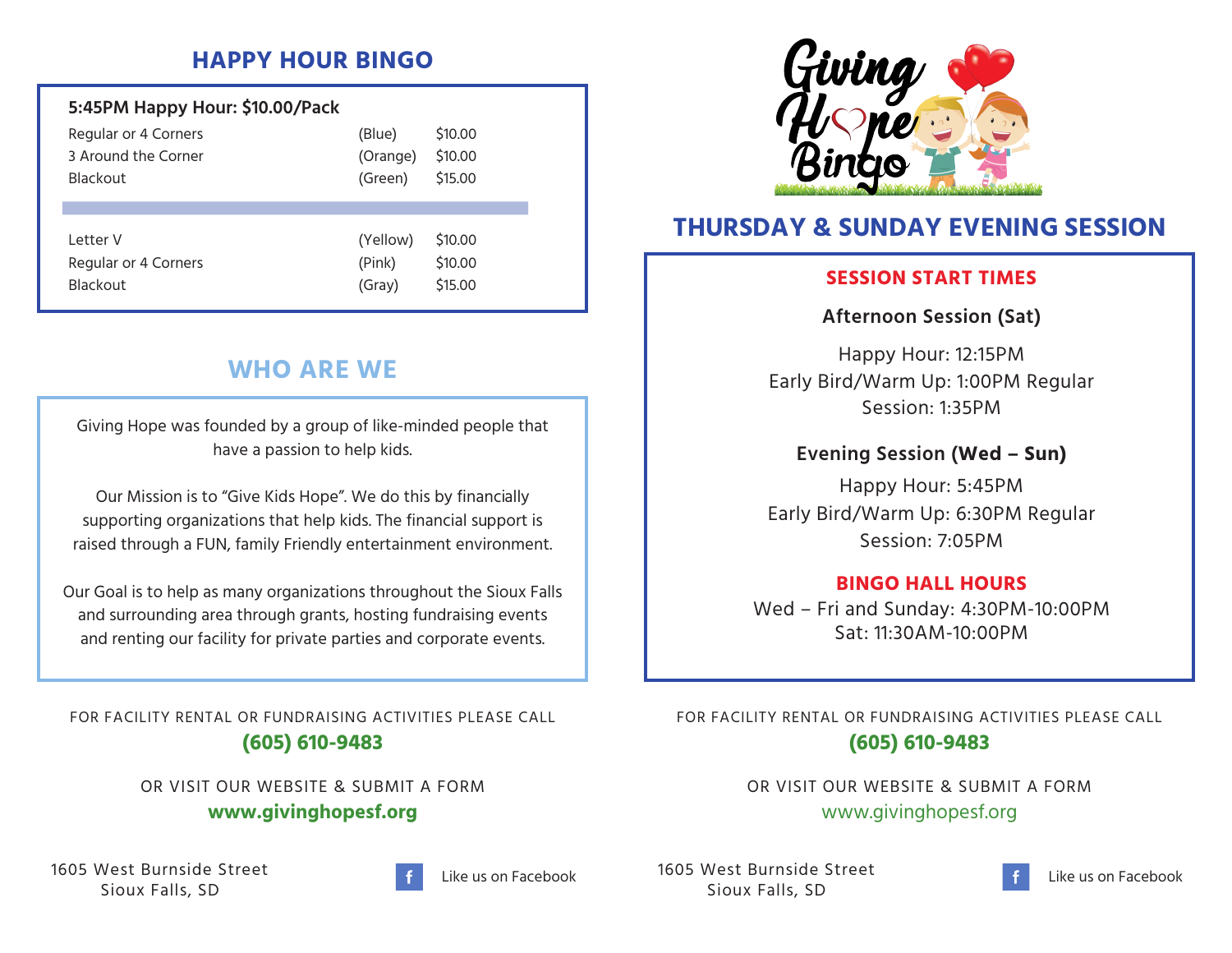## HAPPY HOUR BINGO

| 5:45PM Happy Hour: $10.00/Pack | | |
|---|---|---|
| Regular or 4 Corners | (Blue) | $10.00 |
| 3 Around the Corner | (Orange) | $10.00 |
| Blackout | (Green) | $15.00 |
| | | |
| Letter V | (Yellow) | $10.00 |
| Regular or 4 Corners | (Pink) | $10.00 |
| Blackout | (Gray) | $15.00 |

## WHO ARE WE

Giving Hope was founded by a group of like-minded people that have a passion to help kids.

Our Mission is to "Give Kids Hope". We do this by financially supporting organizations that help kids. The financial support is raised through a FUN, family Friendly entertainment environment.

Our Goal is to help as many organizations throughout the Sioux Falls and surrounding area through grants, hosting fundraising events and renting our facility for private parties and corporate events.

FOR FACILITY RENTAL OR FUNDRAISING ACTIVITIES PLEASE CALL

**(605) 610-9483**

OR VISIT OUR WEBSITE & SUBMIT A FORM

**www.givinghopesf.org**

1605 West Burnside Street
Sioux Falls, SD

Like us on Facebook

# Giving Hope Bingo

## THURSDAY & SUNDAY EVENING SESSION

### SESSION START TIMES

**Afternoon Session (Sat)**

Happy Hour: 12:15PM
Early Bird/Warm Up: 1:00PM Regular Session: 1:35PM

**Evening Session (Wed – Sun)**

Happy Hour: 5:45PM
Early Bird/Warm Up: 6:30PM Regular Session: 7:05PM

### BINGO HALL HOURS

Wed – Fri and Sunday: 4:30PM-10:00PM
Sat: 11:30AM-10:00PM

FOR FACILITY RENTAL OR FUNDRAISING ACTIVITIES PLEASE CALL

**(605) 610-9483**

OR VISIT OUR WEBSITE & SUBMIT A FORM

www.givinghopesf.org

1605 West Burnside Street
Sioux Falls, SD

Like us on Facebook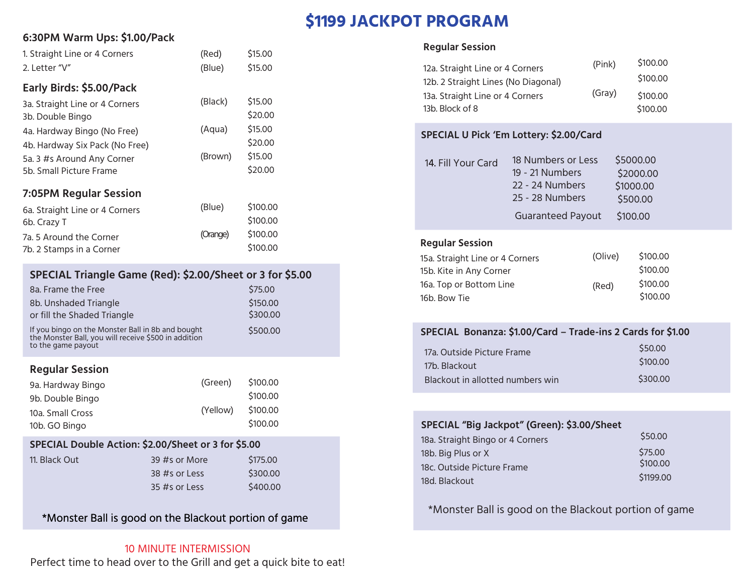# $1199 JACKPOT PROGRAM

## 6:30PM Warm Ups: $1.00/Pack

| | | |
|---|---|---|
| 1. Straight Line or 4 Corners | (Red) | $15.00 |
| 2. Letter "V" | (Blue) | $15.00 |

## Early Birds: $5.00/Pack

| | | |
|---|---|---|
| 3a. Straight Line or 4 Corners | (Black) | $15.00 |
| 3b. Double Bingo | | $20.00 |
| 4a. Hardway Bingo (No Free) | (Aqua) | $15.00 |
| 4b. Hardway Six Pack (No Free) | | $20.00 |
| 5a. 3 #s Around Any Corner | (Brown) | $15.00 |
| 5b. Small Picture Frame | | $20.00 |

## 7:05PM Regular Session

| | | |
|---|---|---|
| 6a. Straight Line or 4 Corners | (Blue) | $100.00 |
| 6b. Crazy T | | $100.00 |
| 7a. 5 Around the Corner | (Orange) | $100.00 |
| 7b. 2 Stamps in a Corner | | $100.00 |

## SPECIAL Triangle Game (Red): $2.00/Sheet or 3 for $5.00

| | |
|---|---|
| 8a. Frame the Free | $75.00 |
| 8b. Unshaded Triangle | $150.00 |
| or fill the Shaded Triangle | $300.00 |
| If you bingo on the Monster Ball in 8b and bought the Monster Ball, you will receive $500 in addition to the game payout | $500.00 |

## Regular Session

| | | |
|---|---|---|
| 9a. Hardway Bingo | (Green) | $100.00 |
| 9b. Double Bingo | | $100.00 |
| 10a. Small Cross | (Yellow) | $100.00 |
| 10b. GO Bingo | | $100.00 |

## SPECIAL Double Action: $2.00/Sheet or 3 for $5.00

| | | |
|---|---|---|
| 11. Black Out | 39 #s or More | $175.00 |
| | 38 #s or Less | $300.00 |
| | 35 #s or Less | $400.00 |

*Monster Ball is good on the Blackout portion of game

10 MINUTE INTERMISSION

Perfect time to head over to the Grill and get a quick bite to eat!

## Regular Session

| | | |
|---|---|---|
| 12a. Straight Line or 4 Corners | (Pink) | $100.00 |
| 12b. 2 Straight Lines (No Diagonal) | | $100.00 |
| 13a. Straight Line or 4 Corners | (Gray) | $100.00 |
| 13b. Block of 8 | | $100.00 |

## SPECIAL U Pick 'Em Lottery: $2.00/Card

| | | |
|---|---|---|
| 14. Fill Your Card | 18 Numbers or Less | $5000.00 |
| | 19 - 21 Numbers | $2000.00 |
| | 22 - 24 Numbers | $1000.00 |
| | 25 - 28 Numbers | $500.00 |
| | Guaranteed Payout | $100.00 |

## Regular Session

| | | |
|---|---|---|
| 15a. Straight Line or 4 Corners | (Olive) | $100.00 |
| 15b. Kite in Any Corner | | $100.00 |
| 16a. Top or Bottom Line | (Red) | $100.00 |
| 16b. Bow Tie | | $100.00 |

## SPECIAL Bonanza: $1.00/Card – Trade-ins 2 Cards for $1.00

| | |
|---|---|
| 17a. Outside Picture Frame | $50.00 |
| 17b. Blackout | $100.00 |
| Blackout in allotted numbers win | $300.00 |

## SPECIAL "Big Jackpot" (Green): $3.00/Sheet

| | |
|---|---|
| 18a. Straight Bingo or 4 Corners | $50.00 |
| 18b. Big Plus or X | $75.00 |
| 18c. Outside Picture Frame | $100.00 |
| 18d. Blackout | $1199.00 |

*Monster Ball is good on the Blackout portion of game